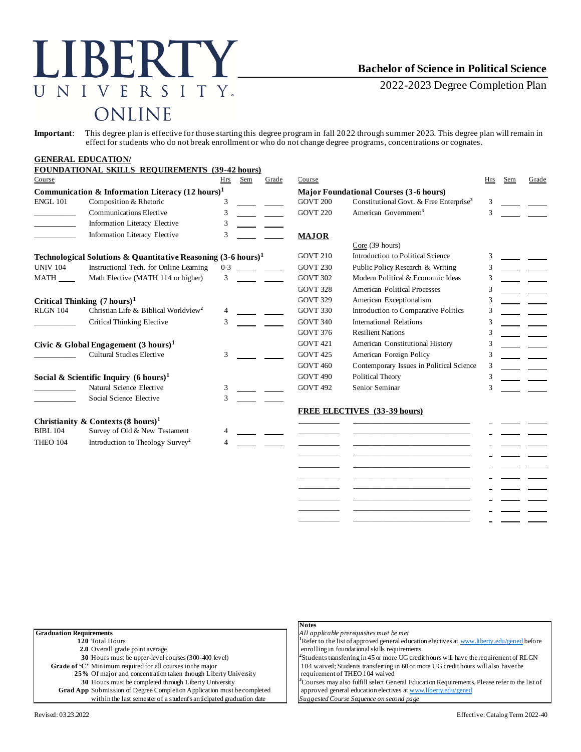# LIBERTY UNIVERSITY ONLINE

## Bachelor of Science in Political Science

2022-2023 Degree Completion Plan

**Important**: This degree plan is effective for those starting this degree program in fall 2022 through summer 2023. This degree plan will remain in effect for students who do not break enrollment or who do not change degree programs, concentrations or cognates.

### GENERAL EDUCATION/ FOUNDATIONAL SKILLS REQUIREMENTS (39-42 hours)

| Course | | Hrs | Sem | Grade |
|---|---|---|---|---|
| **Communication & Information Literacy (12 hours)[1]** | | | | |
| ENGL 101 | Composition & Rhetoric | 3 | | |
| | Communications Elective | 3 | | |
| | Information Literacy Elective | 3 | | |
| | Information Literacy Elective | 3 | | |
| **Technological Solutions & Quantitative Reasoning (3-6 hours)[1]** | | | | |
| UNIV 104 | Instructional Tech. for Online Learning | 0-3 | | |
| MATH ____ | Math Elective (MATH 114 or higher) | 3 | | |
| **Critical Thinking (7 hours)[1]** | | | | |
| RLGN 104 | Christian Life & Biblical Worldview[2] | 4 | | |
| | Critical Thinking Elective | 3 | | |
| **Civic & Global Engagement (3 hours)[1]** | | | | |
| | Cultural Studies Elective | 3 | | |
| **Social & Scientific Inquiry (6 hours)[1]** | | | | |
| | Natural Science Elective | 3 | | |
| | Social Science Elective | 3 | | |
| **Christianity & Contexts (8 hours)[1]** | | | | |
| BIBL 104 | Survey of Old & New Testament | 4 | | |
| THEO 104 | Introduction to Theology Survey[2] | 4 | | |

| Course | | Hrs | Sem | Grade |
|---|---|---|---|---|
| **Major Foundational Courses (3-6 hours)** | | | | |
| GOVT 200 | Constitutional Govt. & Free Enterprise[3] | 3 | | |
| GOVT 220 | American Government[3] | 3 | | |

### MAJOR

Core (39 hours)

| Course | | Hrs | Sem | Grade |
|---|---|---|---|---|
| GOVT 210 | Introduction to Political Science | 3 | | |
| GOVT 230 | Public Policy Research & Writing | 3 | | |
| GOVT 302 | Modern Political & Economic Ideas | 3 | | |
| GOVT 328 | American Political Processes | 3 | | |
| GOVT 329 | American Exceptionalism | 3 | | |
| GOVT 330 | Introduction to Comparative Politics | 3 | | |
| GOVT 340 | International Relations | 3 | | |
| GOVT 376 | Resilient Nations | 3 | | |
| GOVT 421 | American Constitutional History | 3 | | |
| GOVT 425 | American Foreign Policy | 3 | | |
| GOVT 460 | Contemporary Issues in Political Science | 3 | | |
| GOVT 490 | Political Theory | 3 | | |
| GOVT 492 | Senior Seminar | 3 | | |

### FREE ELECTIVES (33-39 hours)

| Course | | Hrs | Sem | Grade |
|---|---|---|---|---|
| | | | | |
| | | | | |
| | | | | |
| | | | | |
| | | | | |
| | | | | |
| | | | | |
| | | | | |
| | | | | |
| | | | | |

**Graduation Requirements**

- **120** Total Hours
- **2.0** Overall grade point average
- **30** Hours must be upper-level courses (300-400 level)
- **Grade of 'C'** Minimum required for all courses in the major
- **25%** Of major and concentration taken through Liberty University
- **30** Hours must be completed through Liberty University
- **Grad App** Submission of Degree Completion Application must be completed within the last semester of a student's anticipated graduation date

**Notes**

*All applicable prerequisites must be met*

[1]Refer to the list of approved general education electives at www.liberty.edu/gened before enrolling in foundational skills requirements

[2]Students transferring in 45 or more UG credit hours will have the requirement of RLGN 104 waived; Students transferring in 60 or more UG credit hours will also have the requirement of THEO 104 waived

[3]Courses may also fulfill select General Education Requirements. Please refer to the list of approved general education electives at www.liberty.edu/gened

*Suggested Course Sequence on second page*

Revised: 03.23.2022

Effective: Catalog Term 2022-40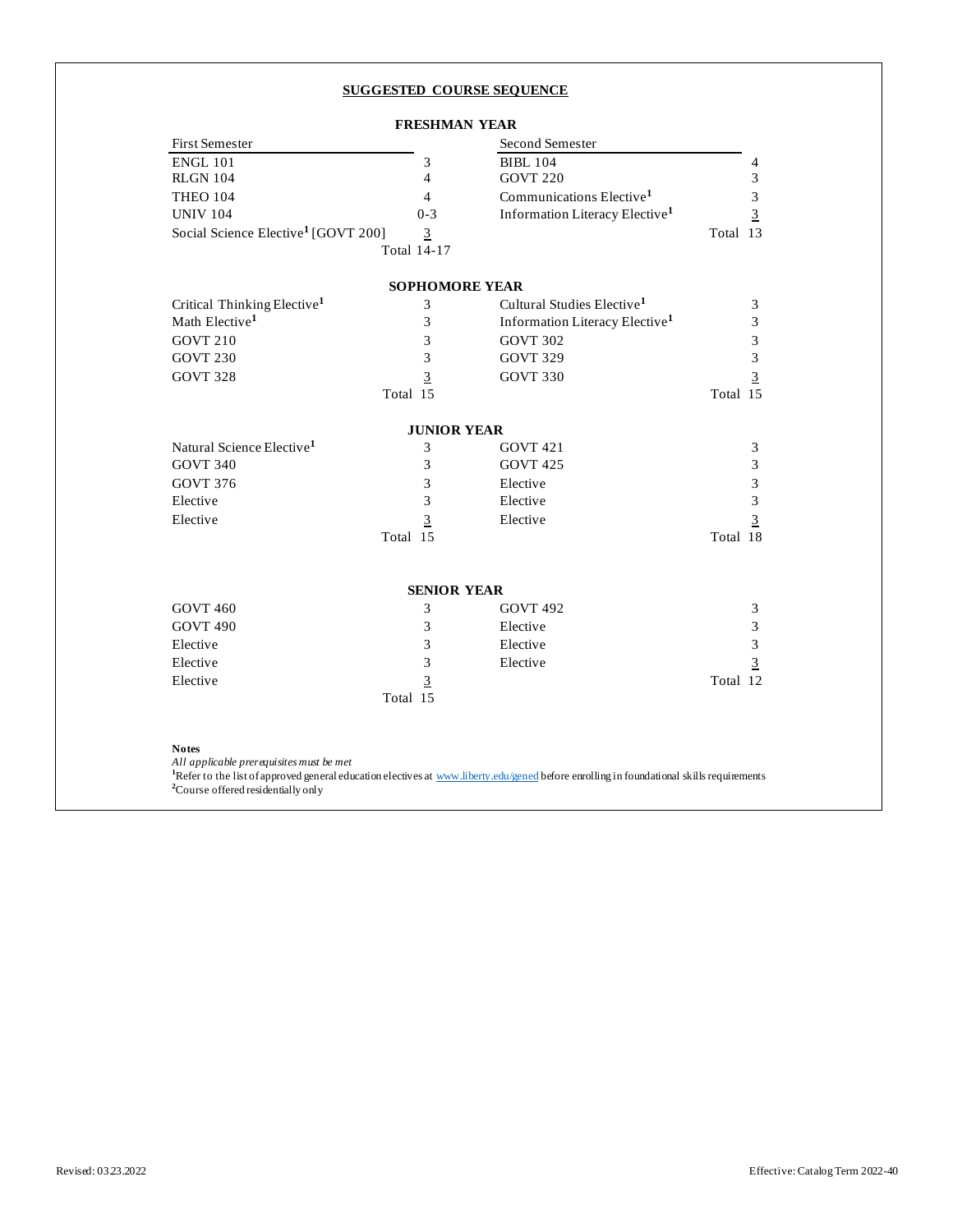## SUGGESTED COURSE SEQUENCE

### FRESHMAN YEAR

| First Semester | | Second Semester | |
|---|---|---|---|
| ENGL 101 | 3 | BIBL 104 | 4 |
| RLGN 104 | 4 | GOVT 220 | 3 |
| THEO 104 | 4 | Communications Elective[1] | 3 |
| UNIV 104 | 0-3 | Information Literacy Elective[1] | 3 |
| Social Science Elective[1] [GOVT 200] | 3 | | Total 13 |
| | Total 14-17 | | |

### SOPHOMORE YEAR

| | | | |
|---|---|---|---|
| Critical Thinking Elective[1] | 3 | Cultural Studies Elective[1] | 3 |
| Math Elective[1] | 3 | Information Literacy Elective[1] | 3 |
| GOVT 210 | 3 | GOVT 302 | 3 |
| GOVT 230 | 3 | GOVT 329 | 3 |
| GOVT 328 | 3 | GOVT 330 | 3 |
| | Total 15 | | Total 15 |

### JUNIOR YEAR

| | | | |
|---|---|---|---|
| Natural Science Elective[1] | 3 | GOVT 421 | 3 |
| GOVT 340 | 3 | GOVT 425 | 3 |
| GOVT 376 | 3 | Elective | 3 |
| Elective | 3 | Elective | 3 |
| Elective | 3 | Elective | 3 |
| | Total 15 | | Total 18 |

### SENIOR YEAR

| | | | |
|---|---|---|---|
| GOVT 460 | 3 | GOVT 492 | 3 |
| GOVT 490 | 3 | Elective | 3 |
| Elective | 3 | Elective | 3 |
| Elective | 3 | Elective | 3 |
| Elective | 3 | | Total 12 |
| | Total 15 | | |

**Notes**

*All applicable prerequisites must be met*

[1]Refer to the list of approved general education electives at www.liberty.edu/gened before enrolling in foundational skills requirements

[2]Course offered residentially only

Revised: 03.23.2022

Effective: Catalog Term 2022-40